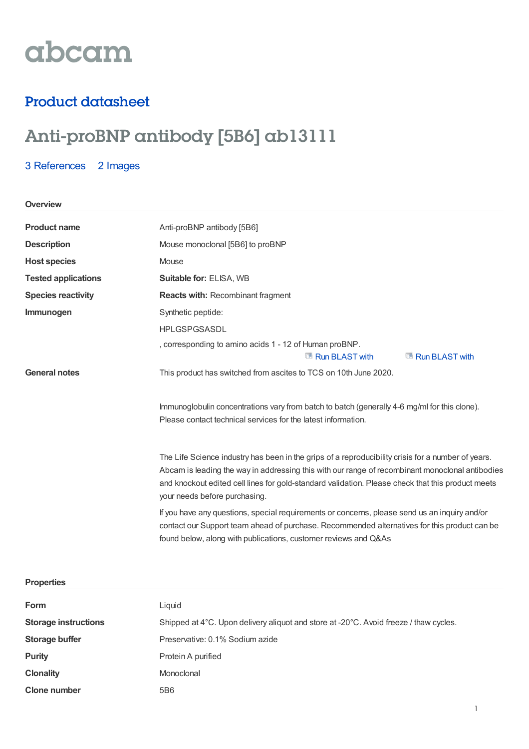abcam

## Product datasheet

# Anti-proBNP antibody [5B6] ab13111

3 References 2 Images

### Overview

| | |
|---|---|
| **Product name** | Anti-proBNP antibody [5B6] |
| **Description** | Mouse monoclonal [5B6] to proBNP |
| **Host species** | Mouse |
| **Tested applications** | **Suitable for:** ELISA, WB |
| **Species reactivity** | **Reacts with:** Recombinant fragment |
| **Immunogen** | Synthetic peptide: HPLGSPGSASDL , corresponding to amino acids 1 - 12 of Human proBNP. Run BLAST with Run BLAST with |
| **General notes** | This product has switched from ascites to TCS on 10th June 2020. Immunoglobulin concentrations vary from batch to batch (generally 4-6 mg/ml for this clone). Please contact technical services for the latest information. The Life Science industry has been in the grips of a reproducibility crisis for a number of years. Abcam is leading the way in addressing this with our range of recombinant monoclonal antibodies and knockout edited cell lines for gold-standard validation. Please check that this product meets your needs before purchasing. If you have any questions, special requirements or concerns, please send us an inquiry and/or contact our Support team ahead of purchase. Recommended alternatives for this product can be found below, along with publications, customer reviews and Q&As |

### Properties

| | |
|---|---|
| **Form** | Liquid |
| **Storage instructions** | Shipped at 4°C. Upon delivery aliquot and store at -20°C. Avoid freeze / thaw cycles. |
| **Storage buffer** | Preservative: 0.1% Sodium azide |
| **Purity** | Protein A purified |
| **Clonality** | Monoclonal |
| **Clone number** | 5B6 |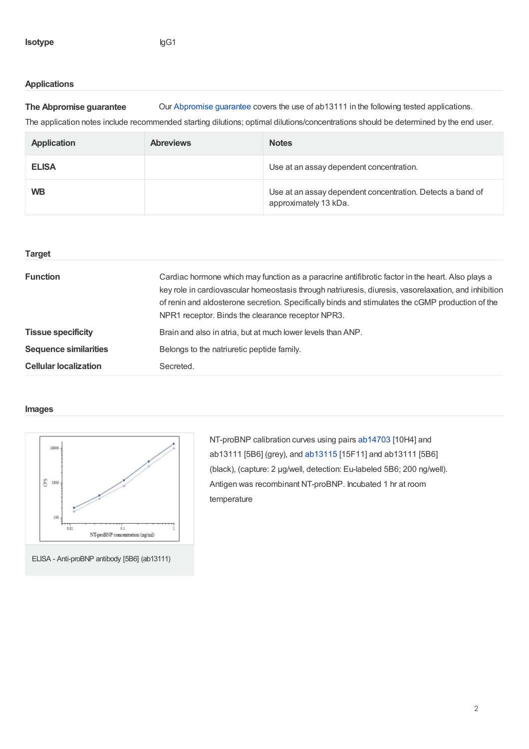**Isotype** IgG1

## Applications

**The Abpromise guarantee** Our Abpromise guarantee covers the use of ab13111 in the following tested applications.

The application notes include recommended starting dilutions; optimal dilutions/concentrations should be determined by the end user.

| Application | Abreviews | Notes |
| --- | --- | --- |
| ELISA | | Use at an assay dependent concentration. |
| WB | | Use at an assay dependent concentration. Detects a band of approximately 13 kDa. |

## Target

**Function** Cardiac hormone which may function as a paracrine antifibrotic factor in the heart. Also plays a key role in cardiovascular homeostasis through natriuresis, diuresis, vasorelaxation, and inhibition of renin and aldosterone secretion. Specifically binds and stimulates the cGMP production of the NPR1 receptor. Binds the clearance receptor NPR3.

**Tissue specificity** Brain and also in atria, but at much lower levels than ANP.

**Sequence similarities** Belongs to the natriuretic peptide family.

**Cellular localization** Secreted.

## Images

ELISA - Anti-proBNP antibody [5B6] (ab13111)

NT-proBNP calibration curves using pairs ab14703 [10H4] and ab13111 [5B6] (grey), and ab13115 [15F11] and ab13111 [5B6] (black), (capture: 2 µg/well, detection: Eu-labeled 5B6; 200 ng/well). Antigen was recombinant NT-proBNP. Incubated 1 hr at room temperature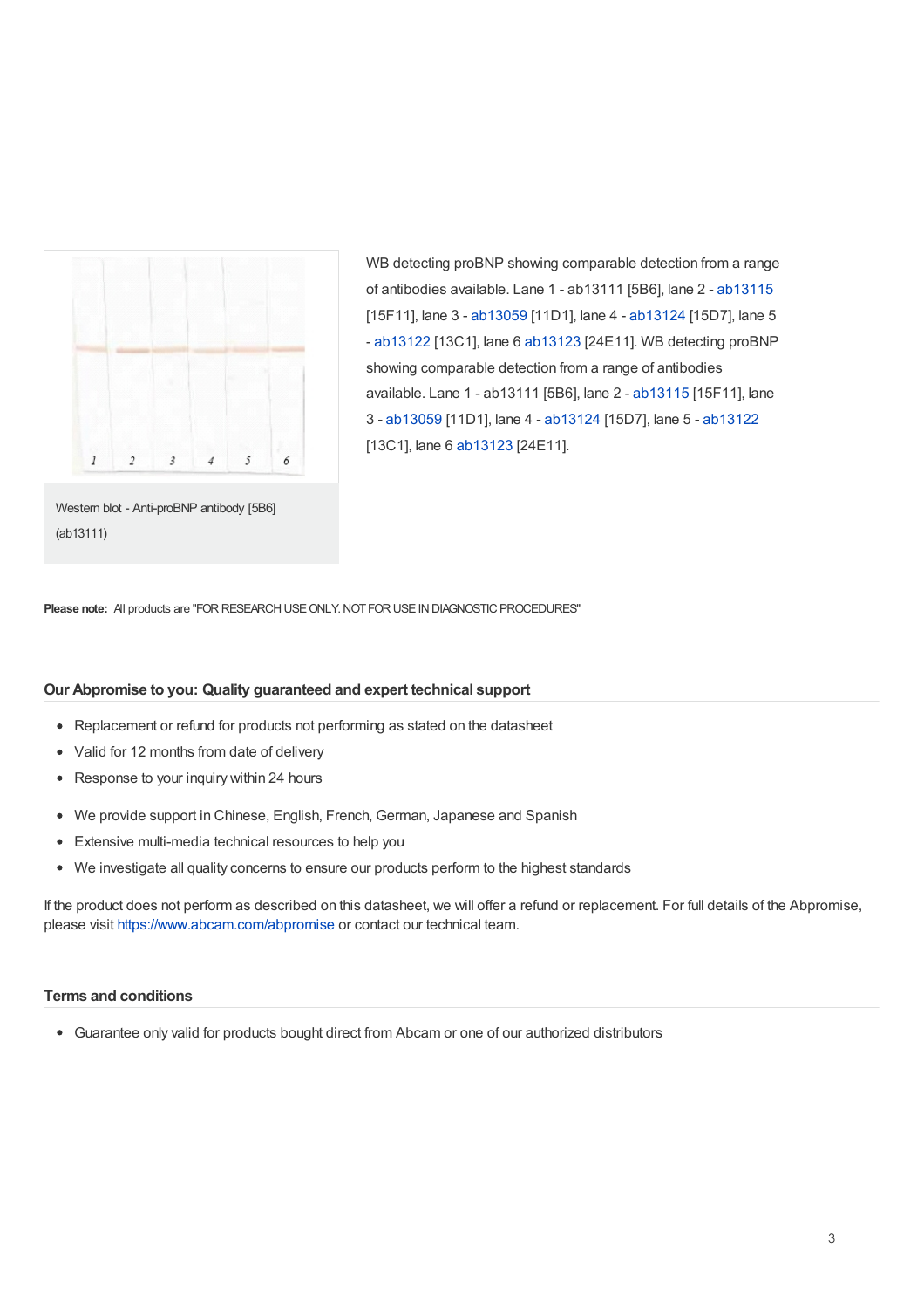1 2 3 4 5 6

Western blot - Anti-proBNP antibody [5B6] (ab13111)

WB detecting proBNP showing comparable detection from a range of antibodies available. Lane 1 - ab13111 [5B6], lane 2 - ab13115 [15F11], lane 3 - ab13059 [11D1], lane 4 - ab13124 [15D7], lane 5 - ab13122 [13C1], lane 6 ab13123 [24E11]. WB detecting proBNP showing comparable detection from a range of antibodies available. Lane 1 - ab13111 [5B6], lane 2 - ab13115 [15F11], lane 3 - ab13059 [11D1], lane 4 - ab13124 [15D7], lane 5 - ab13122 [13C1], lane 6 ab13123 [24E11].

**Please note:** All products are "FOR RESEARCH USE ONLY. NOT FOR USE IN DIAGNOSTIC PROCEDURES"

### Our Abpromise to you: Quality guaranteed and expert technical support

- Replacement or refund for products not performing as stated on the datasheet
- Valid for 12 months from date of delivery
- Response to your inquiry within 24 hours

- We provide support in Chinese, English, French, German, Japanese and Spanish
- Extensive multi-media technical resources to help you
- We investigate all quality concerns to ensure our products perform to the highest standards

If the product does not perform as described on this datasheet, we will offer a refund or replacement. For full details of the Abpromise, please visit https://www.abcam.com/abpromise or contact our technical team.

### Terms and conditions

- Guarantee only valid for products bought direct from Abcam or one of our authorized distributors